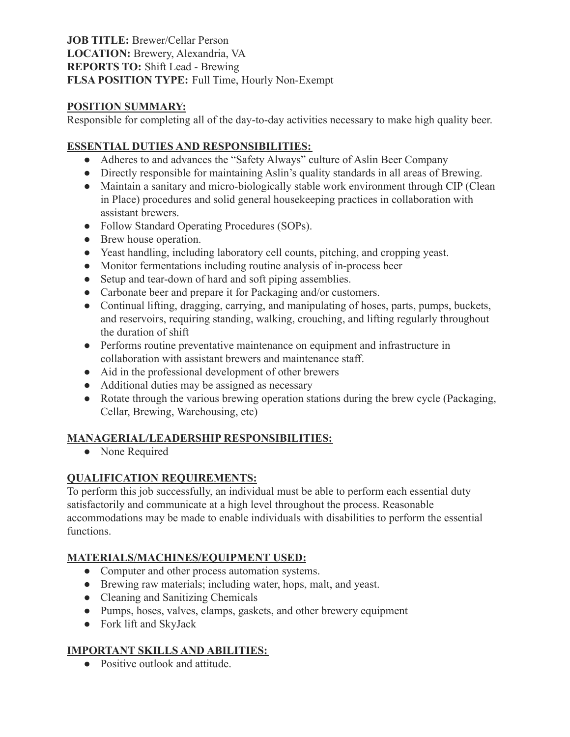**JOB TITLE:** Brewer/Cellar Person
**LOCATION:** Brewery, Alexandria, VA
**REPORTS TO:** Shift Lead - Brewing
**FLSA POSITION TYPE:** Full Time, Hourly Non-Exempt

## POSITION SUMMARY:

Responsible for completing all of the day-to-day activities necessary to make high quality beer.

## ESSENTIAL DUTIES AND RESPONSIBILITIES:

- Adheres to and advances the "Safety Always" culture of Aslin Beer Company
- Directly responsible for maintaining Aslin's quality standards in all areas of Brewing.
- Maintain a sanitary and micro-biologically stable work environment through CIP (Clean in Place) procedures and solid general housekeeping practices in collaboration with assistant brewers.
- Follow Standard Operating Procedures (SOPs).
- Brew house operation.
- Yeast handling, including laboratory cell counts, pitching, and cropping yeast.
- Monitor fermentations including routine analysis of in-process beer
- Setup and tear-down of hard and soft piping assemblies.
- Carbonate beer and prepare it for Packaging and/or customers.
- Continual lifting, dragging, carrying, and manipulating of hoses, parts, pumps, buckets, and reservoirs, requiring standing, walking, crouching, and lifting regularly throughout the duration of shift
- Performs routine preventative maintenance on equipment and infrastructure in collaboration with assistant brewers and maintenance staff.
- Aid in the professional development of other brewers
- Additional duties may be assigned as necessary
- Rotate through the various brewing operation stations during the brew cycle (Packaging, Cellar, Brewing, Warehousing, etc)

## MANAGERIAL/LEADERSHIP RESPONSIBILITIES:

- None Required

## QUALIFICATION REQUIREMENTS:

To perform this job successfully, an individual must be able to perform each essential duty satisfactorily and communicate at a high level throughout the process. Reasonable accommodations may be made to enable individuals with disabilities to perform the essential functions.

## MATERIALS/MACHINES/EQUIPMENT USED:

- Computer and other process automation systems.
- Brewing raw materials; including water, hops, malt, and yeast.
- Cleaning and Sanitizing Chemicals
- Pumps, hoses, valves, clamps, gaskets, and other brewery equipment
- Fork lift and SkyJack

## IMPORTANT SKILLS AND ABILITIES:

- Positive outlook and attitude.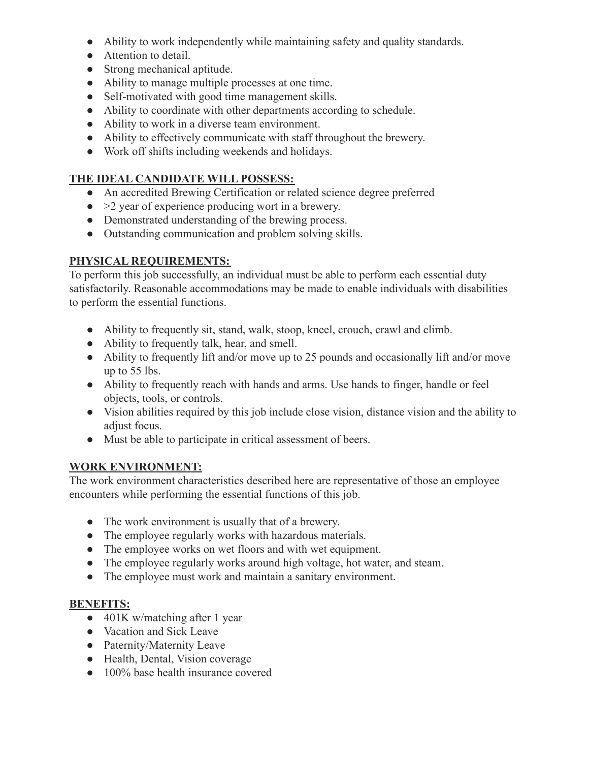- Ability to work independently while maintaining safety and quality standards.
- Attention to detail.
- Strong mechanical aptitude.
- Ability to manage multiple processes at one time.
- Self-motivated with good time management skills.
- Ability to coordinate with other departments according to schedule.
- Ability to work in a diverse team environment.
- Ability to effectively communicate with staff throughout the brewery.
- Work off shifts including weekends and holidays.

## THE IDEAL CANDIDATE WILL POSSESS:

- An accredited Brewing Certification or related science degree preferred
- >2 year of experience producing wort in a brewery.
- Demonstrated understanding of the brewing process.
- Outstanding communication and problem solving skills.

## PHYSICAL REQUIREMENTS:

To perform this job successfully, an individual must be able to perform each essential duty satisfactorily. Reasonable accommodations may be made to enable individuals with disabilities to perform the essential functions.

- Ability to frequently sit, stand, walk, stoop, kneel, crouch, crawl and climb.
- Ability to frequently talk, hear, and smell.
- Ability to frequently lift and/or move up to 25 pounds and occasionally lift and/or move up to 55 lbs.
- Ability to frequently reach with hands and arms. Use hands to finger, handle or feel objects, tools, or controls.
- Vision abilities required by this job include close vision, distance vision and the ability to adjust focus.
- Must be able to participate in critical assessment of beers.

## WORK ENVIRONMENT:

The work environment characteristics described here are representative of those an employee encounters while performing the essential functions of this job.

- The work environment is usually that of a brewery.
- The employee regularly works with hazardous materials.
- The employee works on wet floors and with wet equipment.
- The employee regularly works around high voltage, hot water, and steam.
- The employee must work and maintain a sanitary environment.

## BENEFITS:

- 401K w/matching after 1 year
- Vacation and Sick Leave
- Paternity/Maternity Leave
- Health, Dental, Vision coverage
- 100% base health insurance covered